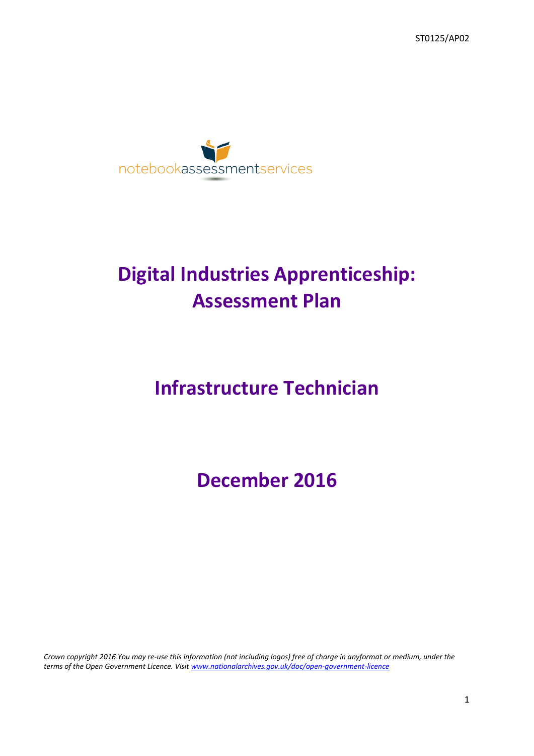ST0125/AP02

notebookassessmentservices

# Digital Industries Apprenticeship: Assessment Plan

# Infrastructure Technician

# December 2016

*Crown copyright 2016 You may re-use this information (not including logos) free of charge in anyformat or medium, under the terms of the Open Government Licence. Visit [www.nationalarchives.gov.uk/doc/open-government-licence](www.nationalarchives.gov.uk/doc/open-government-licence)*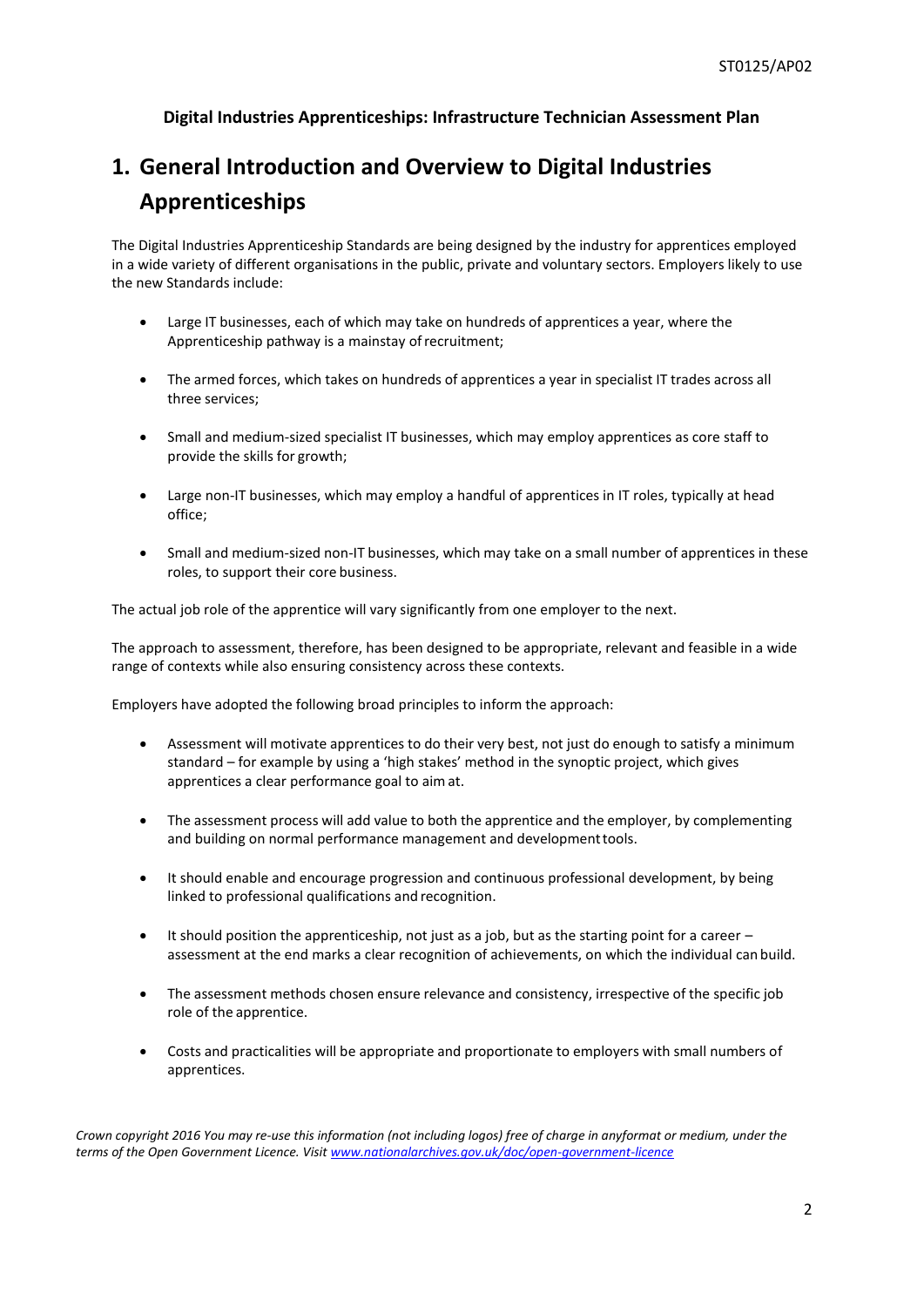**Digital Industries Apprenticeships: Infrastructure Technician Assessment Plan**

# 1. General Introduction and Overview to Digital Industries Apprenticeships

The Digital Industries Apprenticeship Standards are being designed by the industry for apprentices employed in a wide variety of different organisations in the public, private and voluntary sectors. Employers likely to use the new Standards include:

- Large IT businesses, each of which may take on hundreds of apprentices a year, where the Apprenticeship pathway is a mainstay of recruitment;
- The armed forces, which takes on hundreds of apprentices a year in specialist IT trades across all three services;
- Small and medium-sized specialist IT businesses, which may employ apprentices as core staff to provide the skills for growth;
- Large non-IT businesses, which may employ a handful of apprentices in IT roles, typically at head office;
- Small and medium-sized non-IT businesses, which may take on a small number of apprentices in these roles, to support their core business.

The actual job role of the apprentice will vary significantly from one employer to the next.

The approach to assessment, therefore, has been designed to be appropriate, relevant and feasible in a wide range of contexts while also ensuring consistency across these contexts.

Employers have adopted the following broad principles to inform the approach:

- Assessment will motivate apprentices to do their very best, not just do enough to satisfy a minimum standard – for example by using a 'high stakes' method in the synoptic project, which gives apprentices a clear performance goal to aim at.
- The assessment process will add value to both the apprentice and the employer, by complementing and building on normal performance management and development tools.
- It should enable and encourage progression and continuous professional development, by being linked to professional qualifications and recognition.
- It should position the apprenticeship, not just as a job, but as the starting point for a career – assessment at the end marks a clear recognition of achievements, on which the individual can build.
- The assessment methods chosen ensure relevance and consistency, irrespective of the specific job role of the apprentice.
- Costs and practicalities will be appropriate and proportionate to employers with small numbers of apprentices.

*Crown copyright 2016 You may re-use this information (not including logos) free of charge in anyformat or medium, under the terms of the Open Government Licence. Visit [www.nationalarchives.gov.uk/doc/open-government-licence](www.nationalarchives.gov.uk/doc/open-government-licence)*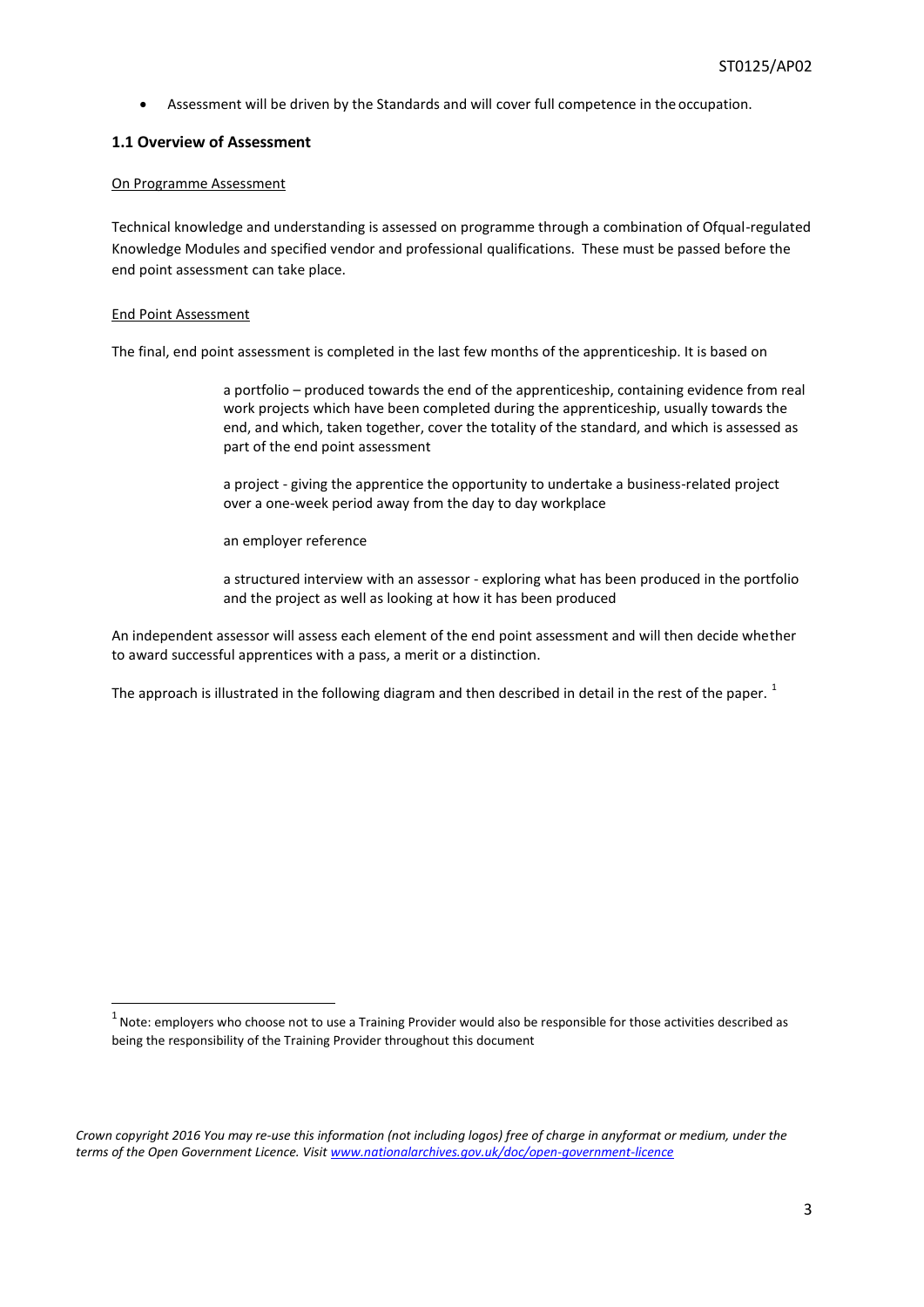- Assessment will be driven by the Standards and will cover full competence in the occupation.

### 1.1 Overview of Assessment

On Programme Assessment

Technical knowledge and understanding is assessed on programme through a combination of Ofqual-regulated Knowledge Modules and specified vendor and professional qualifications. These must be passed before the end point assessment can take place.

End Point Assessment

The final, end point assessment is completed in the last few months of the apprenticeship. It is based on

> a portfolio – produced towards the end of the apprenticeship, containing evidence from real work projects which have been completed during the apprenticeship, usually towards the end, and which, taken together, cover the totality of the standard, and which is assessed as part of the end point assessment
>
> a project - giving the apprentice the opportunity to undertake a business-related project over a one-week period away from the day to day workplace
>
> an employer reference
>
> a structured interview with an assessor - exploring what has been produced in the portfolio and the project as well as looking at how it has been produced

An independent assessor will assess each element of the end point assessment and will then decide whether to award successful apprentices with a pass, a merit or a distinction.

The approach is illustrated in the following diagram and then described in detail in the rest of the paper. [1]

[1] Note: employers who choose not to use a Training Provider would also be responsible for those activities described as being the responsibility of the Training Provider throughout this document

*Crown copyright 2016 You may re-use this information (not including logos) free of charge in anyformat or medium, under the terms of the Open Government Licence. Visit www.nationalarchives.gov.uk/doc/open-government-licence*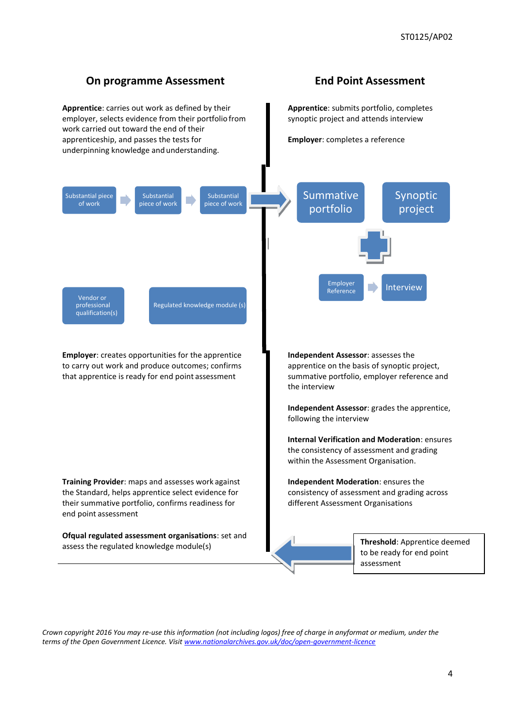## On programme Assessment

**Apprentice**: carries out work as defined by their employer, selects evidence from their portfolio from work carried out toward the end of their apprenticeship, and passes the tests for underpinning knowledge and understanding.

Substantial piece of work → Substantial piece of work → Substantial piece of work

Vendor or professional qualification(s)

Regulated knowledge module (s)

**Employer**: creates opportunities for the apprentice to carry out work and produce outcomes; confirms that apprentice is ready for end point assessment

**Training Provider**: maps and assesses work against the Standard, helps apprentice select evidence for their summative portfolio, confirms readiness for end point assessment

**Ofqual regulated assessment organisations**: set and assess the regulated knowledge module(s)

## End Point Assessment

**Apprentice**: submits portfolio, completes synoptic project and attends interview

**Employer**: completes a reference

Summative portfolio

Synoptic project

+

Employer Reference → Interview

**Independent Assessor**: assesses the apprentice on the basis of synoptic project, summative portfolio, employer reference and the interview

**Independent Assessor**: grades the apprentice, following the interview

**Internal Verification and Moderation**: ensures the consistency of assessment and grading within the Assessment Organisation.

**Independent Moderation**: ensures the consistency of assessment and grading across different Assessment Organisations

**Threshold**: Apprentice deemed to be ready for end point assessment

*Crown copyright 2016 You may re-use this information (not including logos) free of charge in anyformat or medium, under the terms of the Open Government Licence. Visit [www.nationalarchives.gov.uk/doc/open-government-licence](www.nationalarchives.gov.uk/doc/open-government-licence)*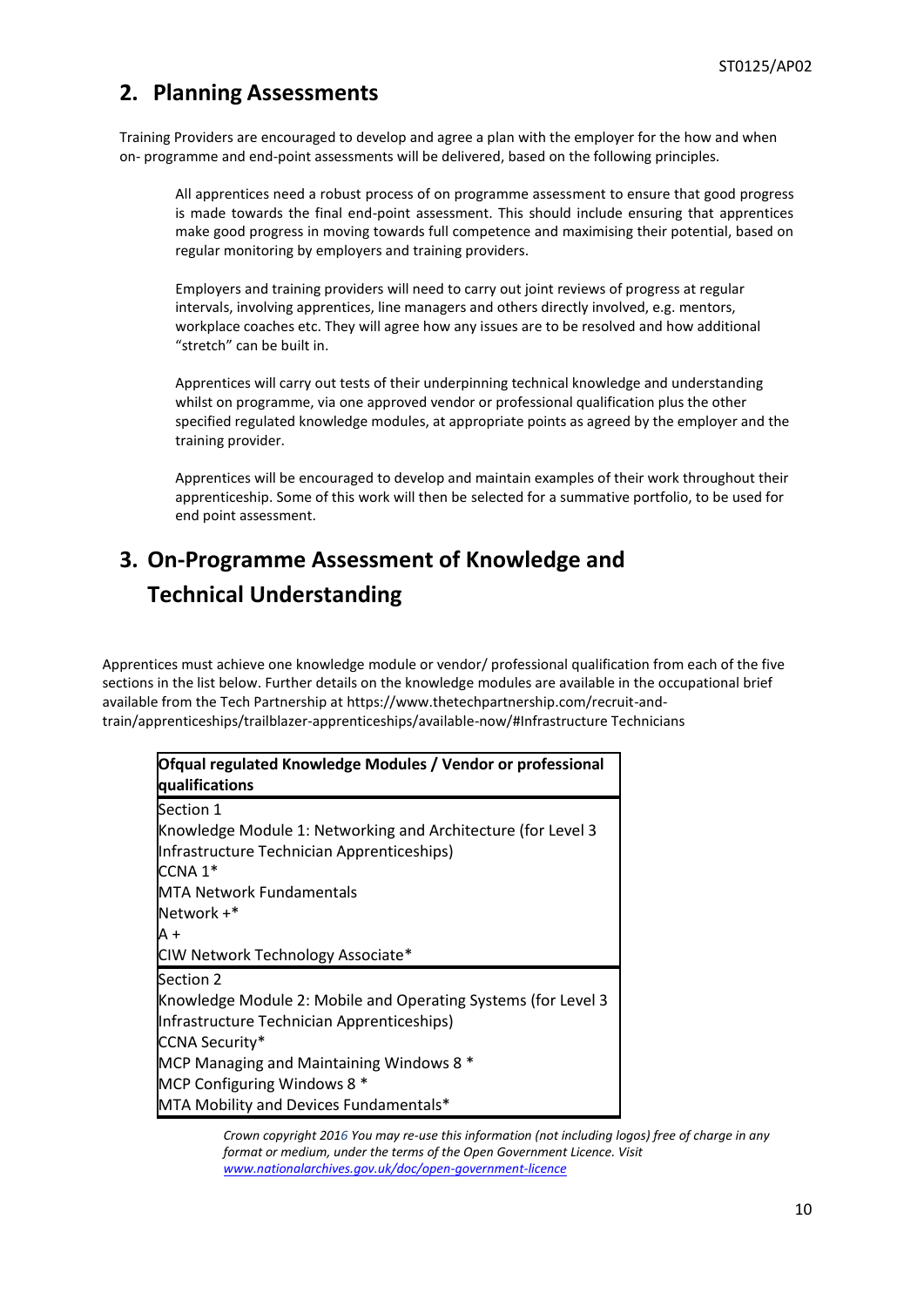## 2. Planning Assessments

Training Providers are encouraged to develop and agree a plan with the employer for the how and when on- programme and end-point assessments will be delivered, based on the following principles.

All apprentices need a robust process of on programme assessment to ensure that good progress is made towards the final end-point assessment. This should include ensuring that apprentices make good progress in moving towards full competence and maximising their potential, based on regular monitoring by employers and training providers.

Employers and training providers will need to carry out joint reviews of progress at regular intervals, involving apprentices, line managers and others directly involved, e.g. mentors, workplace coaches etc. They will agree how any issues are to be resolved and how additional "stretch" can be built in.

Apprentices will carry out tests of their underpinning technical knowledge and understanding whilst on programme, via one approved vendor or professional qualification plus the other specified regulated knowledge modules, at appropriate points as agreed by the employer and the training provider.

Apprentices will be encouraged to develop and maintain examples of their work throughout their apprenticeship. Some of this work will then be selected for a summative portfolio, to be used for end point assessment.

## 3. On-Programme Assessment of Knowledge and Technical Understanding

Apprentices must achieve one knowledge module or vendor/ professional qualification from each of the five sections in the list below. Further details on the knowledge modules are available in the occupational brief available from the Tech Partnership at https://www.thetechpartnership.com/recruit-and-train/apprenticeships/trailblazer-apprenticeships/available-now/#Infrastructure Technicians

| Ofqual regulated Knowledge Modules / Vendor or professional qualifications |
|---|
| Section 1<br>Knowledge Module 1: Networking and Architecture (for Level 3 Infrastructure Technician Apprenticeships)<br>CCNA 1*<br>MTA Network Fundamentals<br>Network +*<br>A +<br>CIW Network Technology Associate* |
| Section 2<br>Knowledge Module 2: Mobile and Operating Systems (for Level 3 Infrastructure Technician Apprenticeships)<br>CCNA Security*<br>MCP Managing and Maintaining Windows 8 *<br>MCP Configuring Windows 8 *<br>MTA Mobility and Devices Fundamentals* |

*Crown copyright 2016 You may re-use this information (not including logos) free of charge in any format or medium, under the terms of the Open Government Licence. Visit [www.nationalarchives.gov.uk/doc/open-government-licence](www.nationalarchives.gov.uk/doc/open-government-licence)*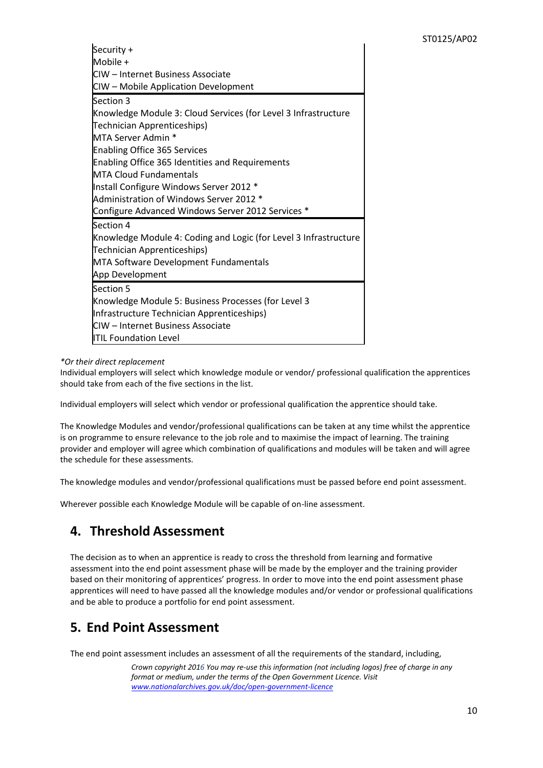| |
|---|
| Security +<br>Mobile +<br>CIW – Internet Business Associate<br>CIW – Mobile Application Development |
| Section 3<br>Knowledge Module 3: Cloud Services (for Level 3 Infrastructure Technician Apprenticeships)<br>MTA Server Admin *<br>Enabling Office 365 Services<br>Enabling Office 365 Identities and Requirements<br>MTA Cloud Fundamentals<br>Install Configure Windows Server 2012 *<br>Administration of Windows Server 2012 *<br>Configure Advanced Windows Server 2012 Services * |
| Section 4<br>Knowledge Module 4: Coding and Logic (for Level 3 Infrastructure Technician Apprenticeships)<br>MTA Software Development Fundamentals<br>App Development |
| Section 5<br>Knowledge Module 5: Business Processes (for Level 3 Infrastructure Technician Apprenticeships)<br>CIW – Internet Business Associate<br>ITIL Foundation Level |

*\*Or their direct replacement*

Individual employers will select which knowledge module or vendor/ professional qualification the apprentices should take from each of the five sections in the list.

Individual employers will select which vendor or professional qualification the apprentice should take.

The Knowledge Modules and vendor/professional qualifications can be taken at any time whilst the apprentice is on programme to ensure relevance to the job role and to maximise the impact of learning. The training provider and employer will agree which combination of qualifications and modules will be taken and will agree the schedule for these assessments.

The knowledge modules and vendor/professional qualifications must be passed before end point assessment.

Wherever possible each Knowledge Module will be capable of on-line assessment.

## 4. Threshold Assessment

The decision as to when an apprentice is ready to cross the threshold from learning and formative assessment into the end point assessment phase will be made by the employer and the training provider based on their monitoring of apprentices' progress. In order to move into the end point assessment phase apprentices will need to have passed all the knowledge modules and/or vendor or professional qualifications and be able to produce a portfolio for end point assessment.

## 5. End Point Assessment

The end point assessment includes an assessment of all the requirements of the standard, including,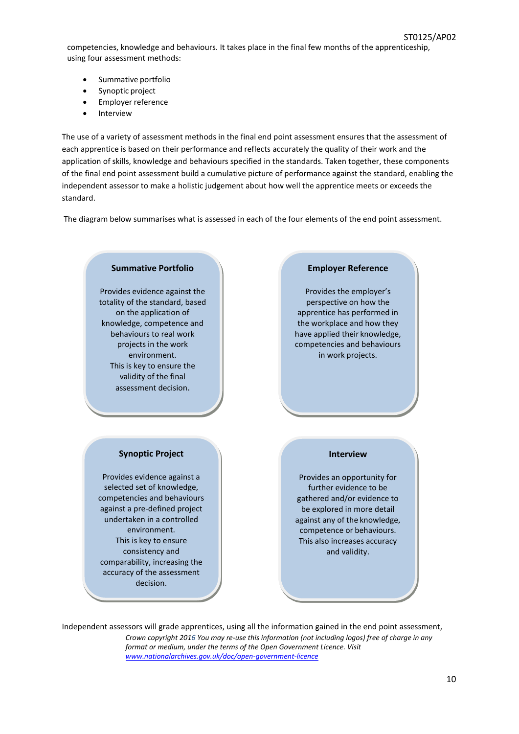competencies, knowledge and behaviours. It takes place in the final few months of the apprenticeship, using four assessment methods:

- Summative portfolio
- Synoptic project
- Employer reference
- Interview

The use of a variety of assessment methods in the final end point assessment ensures that the assessment of each apprentice is based on their performance and reflects accurately the quality of their work and the application of skills, knowledge and behaviours specified in the standards. Taken together, these components of the final end point assessment build a cumulative picture of performance against the standard, enabling the independent assessor to make a holistic judgement about how well the apprentice meets or exceeds the standard.

The diagram below summarises what is assessed in each of the four elements of the end point assessment.

**Summative Portfolio**

Provides evidence against the totality of the standard, based on the application of knowledge, competence and behaviours to real work projects in the work environment.
This is key to ensure the validity of the final assessment decision.

**Employer Reference**

Provides the employer's perspective on how the apprentice has performed in the workplace and how they have applied their knowledge, competencies and behaviours in work projects.

**Synoptic Project**

Provides evidence against a selected set of knowledge, competencies and behaviours against a pre-defined project undertaken in a controlled environment.
This is key to ensure consistency and comparability, increasing the accuracy of the assessment decision.

**Interview**

Provides an opportunity for further evidence to be gathered and/or evidence to be explored in more detail against any of the knowledge, competence or behaviours.
This also increases accuracy and validity.

Independent assessors will grade apprentices, using all the information gained in the end point assessment,

*Crown copyright 2016 You may re-use this information (not including logos) free of charge in any format or medium, under the terms of the Open Government Licence. Visit [www.nationalarchives.gov.uk/doc/open-government-licence](www.nationalarchives.gov.uk/doc/open-government-licence)*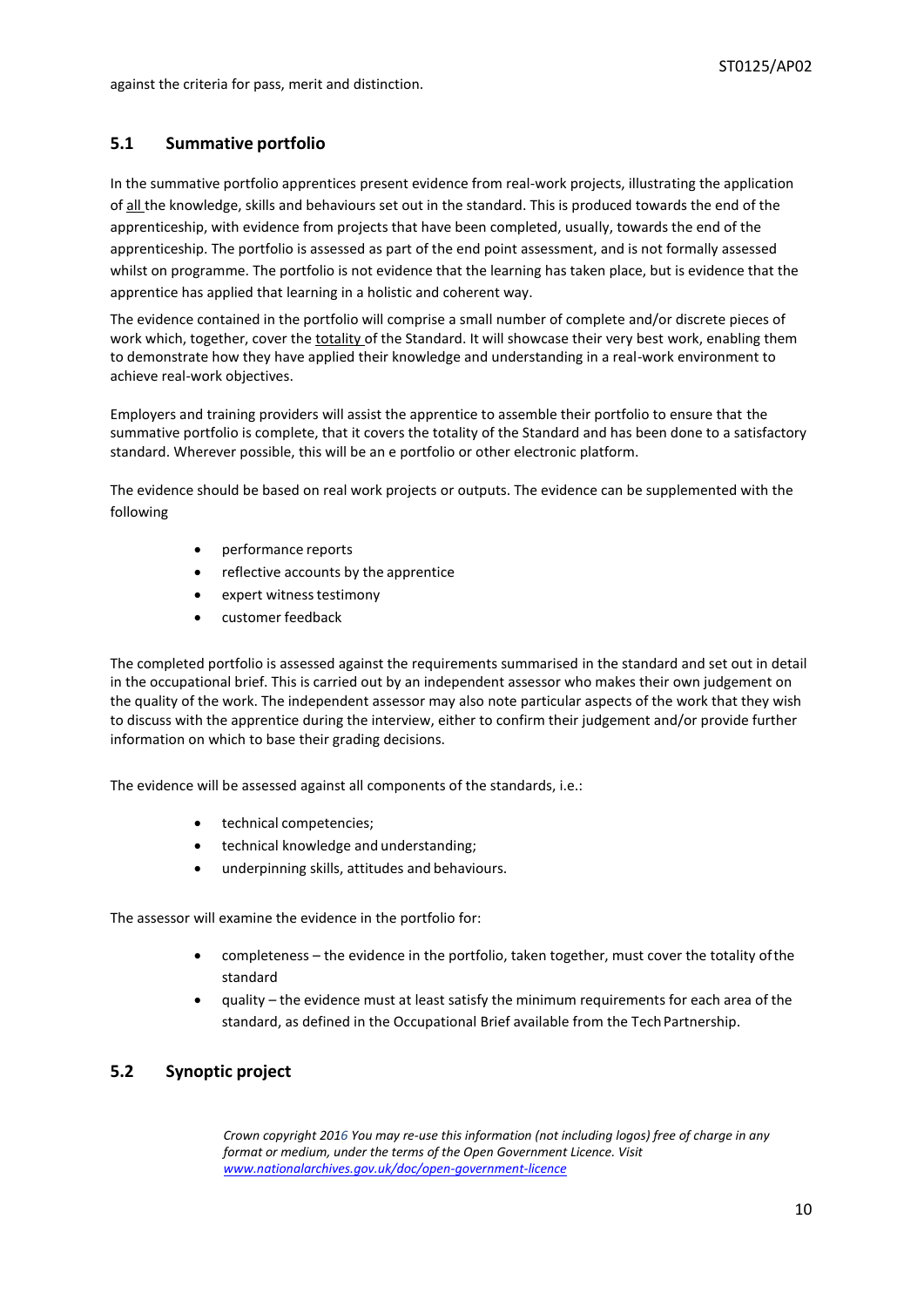against the criteria for pass, merit and distinction.

## 5.1 Summative portfolio

In the summative portfolio apprentices present evidence from real-work projects, illustrating the application of all the knowledge, skills and behaviours set out in the standard. This is produced towards the end of the apprenticeship, with evidence from projects that have been completed, usually, towards the end of the apprenticeship. The portfolio is assessed as part of the end point assessment, and is not formally assessed whilst on programme. The portfolio is not evidence that the learning has taken place, but is evidence that the apprentice has applied that learning in a holistic and coherent way.

The evidence contained in the portfolio will comprise a small number of complete and/or discrete pieces of work which, together, cover the totality of the Standard. It will showcase their very best work, enabling them to demonstrate how they have applied their knowledge and understanding in a real-work environment to achieve real-work objectives.

Employers and training providers will assist the apprentice to assemble their portfolio to ensure that the summative portfolio is complete, that it covers the totality of the Standard and has been done to a satisfactory standard. Wherever possible, this will be an e portfolio or other electronic platform.

The evidence should be based on real work projects or outputs. The evidence can be supplemented with the following

- performance reports
- reflective accounts by the apprentice
- expert witness testimony
- customer feedback

The completed portfolio is assessed against the requirements summarised in the standard and set out in detail in the occupational brief. This is carried out by an independent assessor who makes their own judgement on the quality of the work. The independent assessor may also note particular aspects of the work that they wish to discuss with the apprentice during the interview, either to confirm their judgement and/or provide further information on which to base their grading decisions.

The evidence will be assessed against all components of the standards, i.e.:

- technical competencies;
- technical knowledge and understanding;
- underpinning skills, attitudes and behaviours.

The assessor will examine the evidence in the portfolio for:

- completeness – the evidence in the portfolio, taken together, must cover the totality of the standard
- quality – the evidence must at least satisfy the minimum requirements for each area of the standard, as defined in the Occupational Brief available from the Tech Partnership.

## 5.2 Synoptic project

*Crown copyright 2016 You may re-use this information (not including logos) free of charge in any format or medium, under the terms of the Open Government Licence. Visit www.nationalarchives.gov.uk/doc/open-government-licence*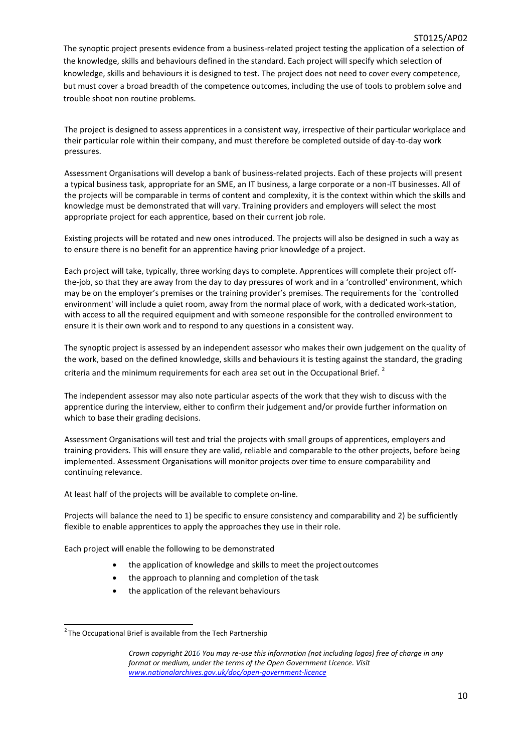The synoptic project presents evidence from a business-related project testing the application of a selection of the knowledge, skills and behaviours defined in the standard. Each project will specify which selection of knowledge, skills and behaviours it is designed to test. The project does not need to cover every competence, but must cover a broad breadth of the competence outcomes, including the use of tools to problem solve and trouble shoot non routine problems.

The project is designed to assess apprentices in a consistent way, irrespective of their particular workplace and their particular role within their company, and must therefore be completed outside of day-to-day work pressures.

Assessment Organisations will develop a bank of business-related projects. Each of these projects will present a typical business task, appropriate for an SME, an IT business, a large corporate or a non-IT businesses. All of the projects will be comparable in terms of content and complexity, it is the context within which the skills and knowledge must be demonstrated that will vary. Training providers and employers will select the most appropriate project for each apprentice, based on their current job role.

Existing projects will be rotated and new ones introduced. The projects will also be designed in such a way as to ensure there is no benefit for an apprentice having prior knowledge of a project.

Each project will take, typically, three working days to complete. Apprentices will complete their project off-the-job, so that they are away from the day to day pressures of work and in a 'controlled' environment, which may be on the employer's premises or the training provider's premises. The requirements for the `controlled environment' will include a quiet room, away from the normal place of work, with a dedicated work-station, with access to all the required equipment and with someone responsible for the controlled environment to ensure it is their own work and to respond to any questions in a consistent way.

The synoptic project is assessed by an independent assessor who makes their own judgement on the quality of the work, based on the defined knowledge, skills and behaviours it is testing against the standard, the grading criteria and the minimum requirements for each area set out in the Occupational Brief. [2]

The independent assessor may also note particular aspects of the work that they wish to discuss with the apprentice during the interview, either to confirm their judgement and/or provide further information on which to base their grading decisions.

Assessment Organisations will test and trial the projects with small groups of apprentices, employers and training providers. This will ensure they are valid, reliable and comparable to the other projects, before being implemented. Assessment Organisations will monitor projects over time to ensure comparability and continuing relevance.

At least half of the projects will be available to complete on-line.

Projects will balance the need to 1) be specific to ensure consistency and comparability and 2) be sufficiently flexible to enable apprentices to apply the approaches they use in their role.

Each project will enable the following to be demonstrated

- the application of knowledge and skills to meet the project outcomes
- the approach to planning and completion of the task
- the application of the relevant behaviours

---

[2] The Occupational Brief is available from the Tech Partnership

*Crown copyright 2016 You may re-use this information (not including logos) free of charge in any format or medium, under the terms of the Open Government Licence. Visit www.nationalarchives.gov.uk/doc/open-government-licence*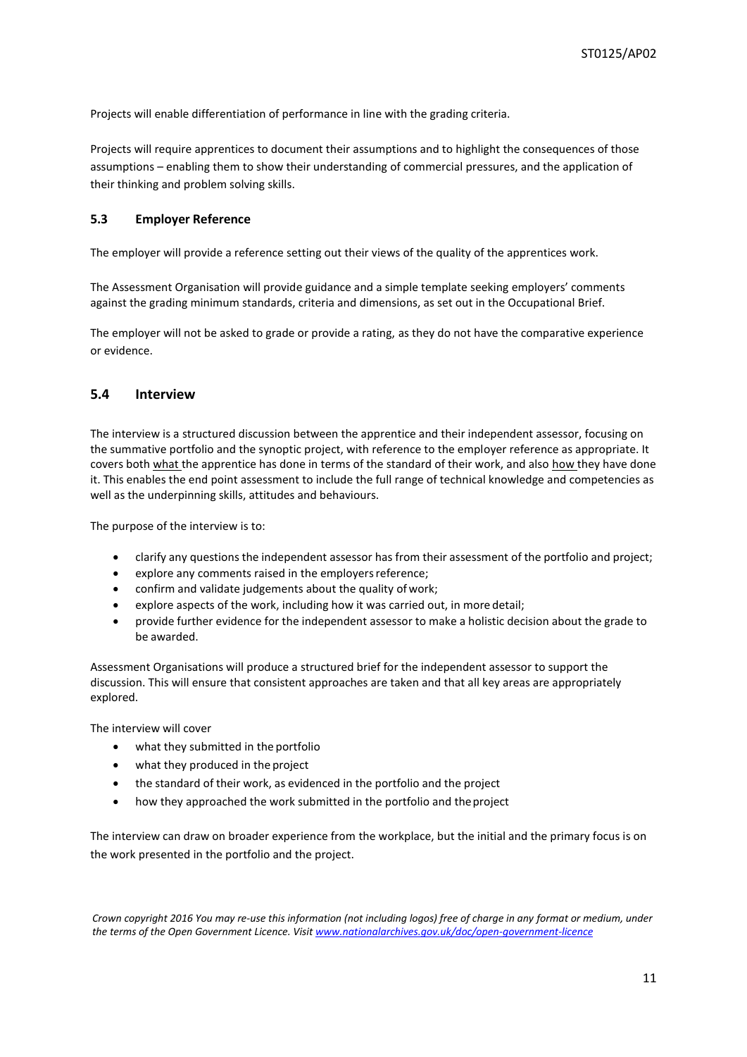Projects will enable differentiation of performance in line with the grading criteria.

Projects will require apprentices to document their assumptions and to highlight the consequences of those assumptions – enabling them to show their understanding of commercial pressures, and the application of their thinking and problem solving skills.

### 5.3 Employer Reference

The employer will provide a reference setting out their views of the quality of the apprentices work.

The Assessment Organisation will provide guidance and a simple template seeking employers' comments against the grading minimum standards, criteria and dimensions, as set out in the Occupational Brief.

The employer will not be asked to grade or provide a rating, as they do not have the comparative experience or evidence.

### 5.4 Interview

The interview is a structured discussion between the apprentice and their independent assessor, focusing on the summative portfolio and the synoptic project, with reference to the employer reference as appropriate. It covers both what the apprentice has done in terms of the standard of their work, and also how they have done it. This enables the end point assessment to include the full range of technical knowledge and competencies as well as the underpinning skills, attitudes and behaviours.

The purpose of the interview is to:

- clarify any questions the independent assessor has from their assessment of the portfolio and project;
- explore any comments raised in the employers reference;
- confirm and validate judgements about the quality of work;
- explore aspects of the work, including how it was carried out, in more detail;
- provide further evidence for the independent assessor to make a holistic decision about the grade to be awarded.

Assessment Organisations will produce a structured brief for the independent assessor to support the discussion. This will ensure that consistent approaches are taken and that all key areas are appropriately explored.

The interview will cover

- what they submitted in the portfolio
- what they produced in the project
- the standard of their work, as evidenced in the portfolio and the project
- how they approached the work submitted in the portfolio and the project

The interview can draw on broader experience from the workplace, but the initial and the primary focus is on the work presented in the portfolio and the project.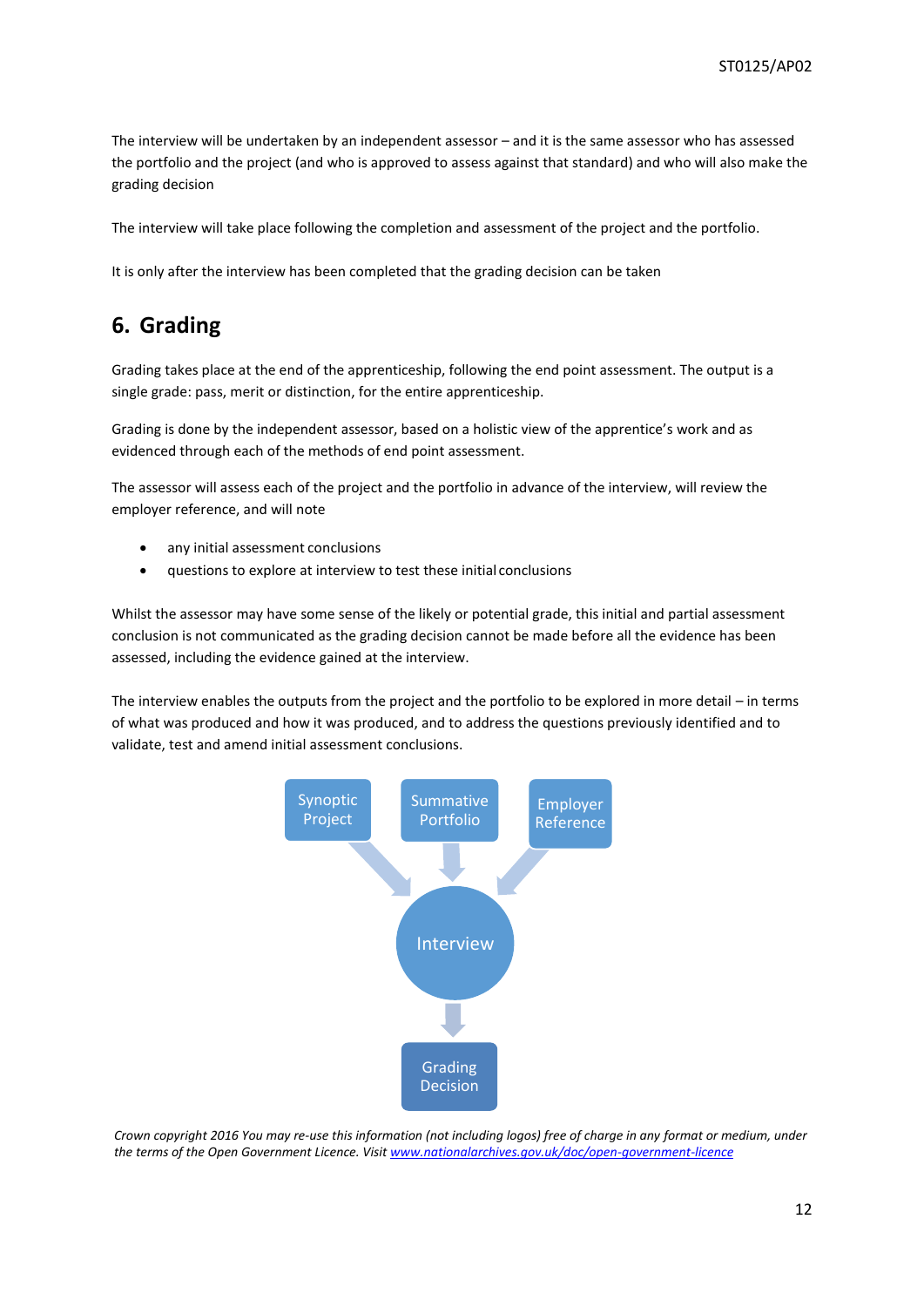The interview will be undertaken by an independent assessor – and it is the same assessor who has assessed the portfolio and the project (and who is approved to assess against that standard) and who will also make the grading decision

The interview will take place following the completion and assessment of the project and the portfolio.

It is only after the interview has been completed that the grading decision can be taken

## 6. Grading

Grading takes place at the end of the apprenticeship, following the end point assessment. The output is a single grade: pass, merit or distinction, for the entire apprenticeship.

Grading is done by the independent assessor, based on a holistic view of the apprentice's work and as evidenced through each of the methods of end point assessment.

The assessor will assess each of the project and the portfolio in advance of the interview, will review the employer reference, and will note

- any initial assessment conclusions
- questions to explore at interview to test these initial conclusions

Whilst the assessor may have some sense of the likely or potential grade, this initial and partial assessment conclusion is not communicated as the grading decision cannot be made before all the evidence has been assessed, including the evidence gained at the interview.

The interview enables the outputs from the project and the portfolio to be explored in more detail – in terms of what was produced and how it was produced, and to address the questions previously identified and to validate, test and amend initial assessment conclusions.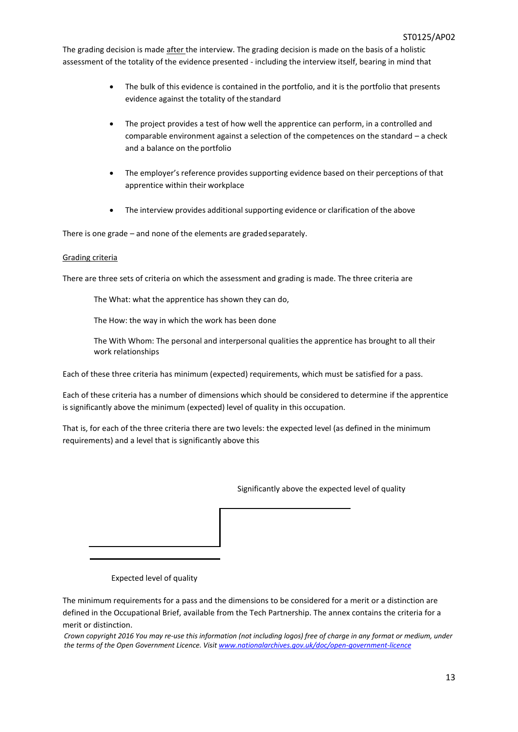The grading decision is made after the interview. The grading decision is made on the basis of a holistic assessment of the totality of the evidence presented - including the interview itself, bearing in mind that

- The bulk of this evidence is contained in the portfolio, and it is the portfolio that presents evidence against the totality of the standard
- The project provides a test of how well the apprentice can perform, in a controlled and comparable environment against a selection of the competences on the standard – a check and a balance on the portfolio
- The employer's reference provides supporting evidence based on their perceptions of that apprentice within their workplace
- The interview provides additional supporting evidence or clarification of the above

There is one grade – and none of the elements are graded separately.

Grading criteria

There are three sets of criteria on which the assessment and grading is made. The three criteria are

The What: what the apprentice has shown they can do,

The How: the way in which the work has been done

The With Whom: The personal and interpersonal qualities the apprentice has brought to all their work relationships

Each of these three criteria has minimum (expected) requirements, which must be satisfied for a pass.

Each of these criteria has a number of dimensions which should be considered to determine if the apprentice is significantly above the minimum (expected) level of quality in this occupation.

That is, for each of the three criteria there are two levels: the expected level (as defined in the minimum requirements) and a level that is significantly above this

Significantly above the expected level of quality

Expected level of quality

The minimum requirements for a pass and the dimensions to be considered for a merit or a distinction are defined in the Occupational Brief, available from the Tech Partnership. The annex contains the criteria for a merit or distinction.

*Crown copyright 2016 You may re-use this information (not including logos) free of charge in any format or medium, under the terms of the Open Government Licence. Visit [www.nationalarchives.gov.uk/doc/open-government-licence](http://www.nationalarchives.gov.uk/doc/open-government-licence)*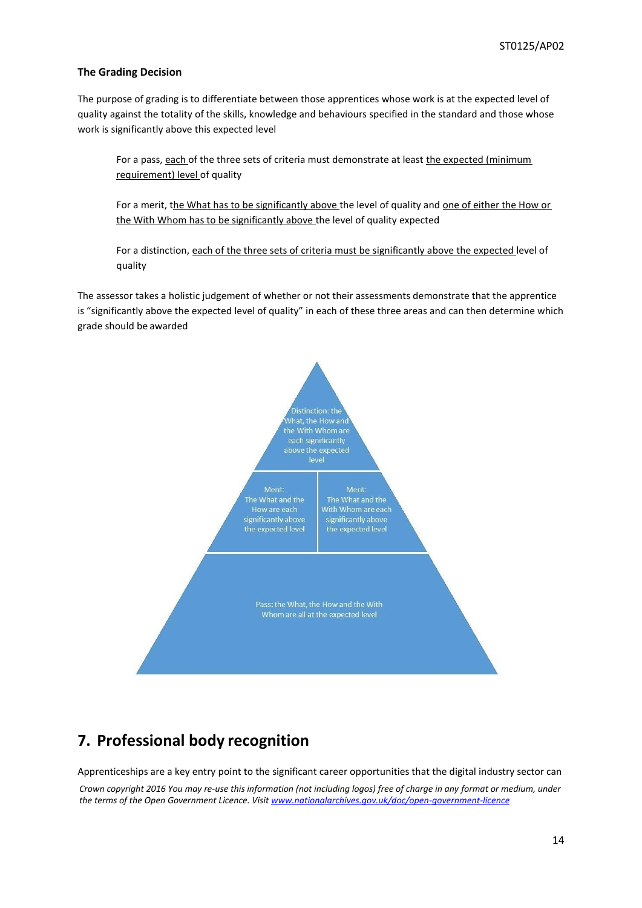**The Grading Decision**

The purpose of grading is to differentiate between those apprentices whose work is at the expected level of quality against the totality of the skills, knowledge and behaviours specified in the standard and those whose work is significantly above this expected level

> For a pass, each of the three sets of criteria must demonstrate at least the expected (minimum requirement) level of quality
>
> For a merit, the What has to be significantly above the level of quality and one of either the How or the With Whom has to be significantly above the level of quality expected
>
> For a distinction, each of the three sets of criteria must be significantly above the expected level of quality

The assessor takes a holistic judgement of whether or not their assessments demonstrate that the apprentice is "significantly above the expected level of quality" in each of these three areas and can then determine which grade should be awarded

Distinction: the What, the How and the With Whom are each significantly above the expected level

Merit: The What and the How are each significantly above the expected level

Merit: The What and the With Whom are each significantly above the expected level

Pass: the What, the How and the With Whom are all at the expected level

## 7. Professional body recognition

Apprenticeships are a key entry point to the significant career opportunities that the digital industry sector can

*Crown copyright 2016 You may re-use this information (not including logos) free of charge in any format or medium, under the terms of the Open Government Licence. Visit www.nationalarchives.gov.uk/doc/open-government-licence*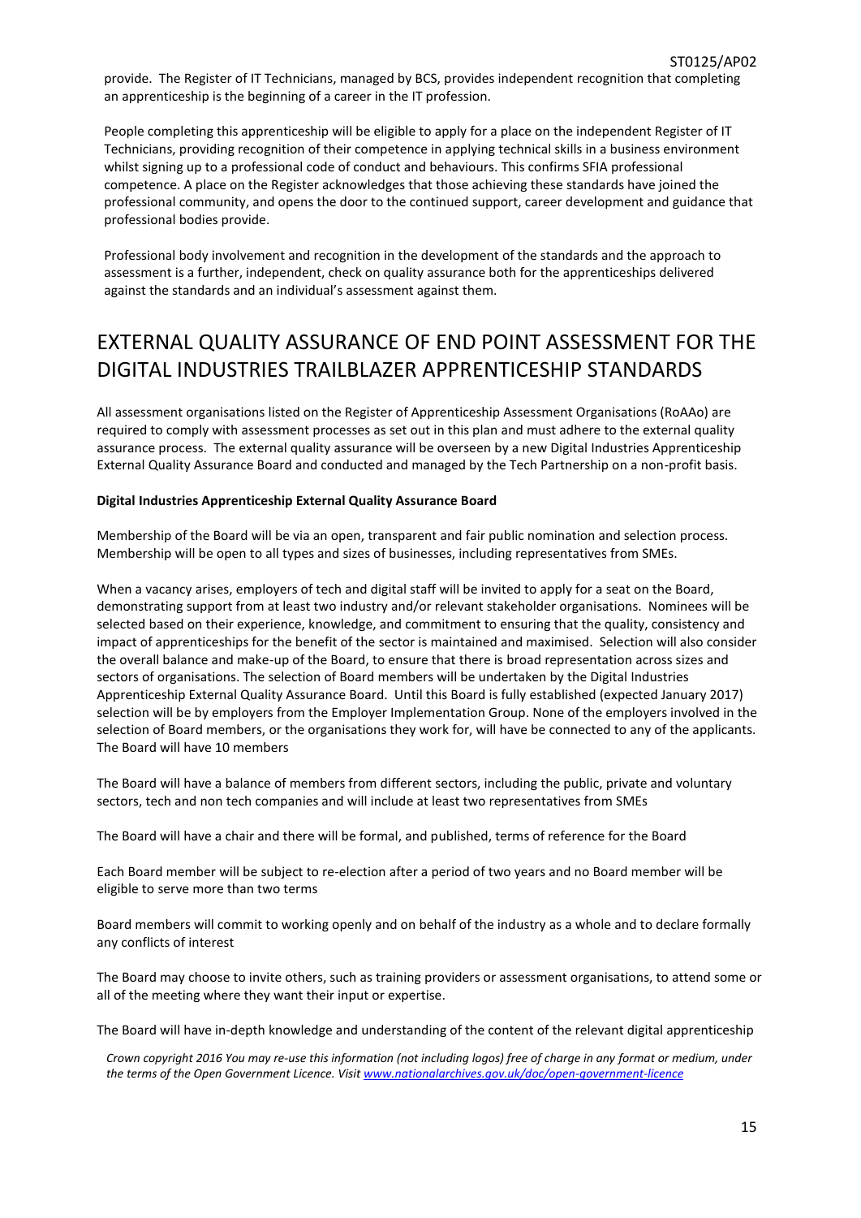provide. The Register of IT Technicians, managed by BCS, provides independent recognition that completing an apprenticeship is the beginning of a career in the IT profession.

People completing this apprenticeship will be eligible to apply for a place on the independent Register of IT Technicians, providing recognition of their competence in applying technical skills in a business environment whilst signing up to a professional code of conduct and behaviours. This confirms SFIA professional competence. A place on the Register acknowledges that those achieving these standards have joined the professional community, and opens the door to the continued support, career development and guidance that professional bodies provide.

Professional body involvement and recognition in the development of the standards and the approach to assessment is a further, independent, check on quality assurance both for the apprenticeships delivered against the standards and an individual's assessment against them.

# EXTERNAL QUALITY ASSURANCE OF END POINT ASSESSMENT FOR THE DIGITAL INDUSTRIES TRAILBLAZER APPRENTICESHIP STANDARDS

All assessment organisations listed on the Register of Apprenticeship Assessment Organisations (RoAAo) are required to comply with assessment processes as set out in this plan and must adhere to the external quality assurance process. The external quality assurance will be overseen by a new Digital Industries Apprenticeship External Quality Assurance Board and conducted and managed by the Tech Partnership on a non-profit basis.

**Digital Industries Apprenticeship External Quality Assurance Board**

Membership of the Board will be via an open, transparent and fair public nomination and selection process. Membership will be open to all types and sizes of businesses, including representatives from SMEs.

When a vacancy arises, employers of tech and digital staff will be invited to apply for a seat on the Board, demonstrating support from at least two industry and/or relevant stakeholder organisations. Nominees will be selected based on their experience, knowledge, and commitment to ensuring that the quality, consistency and impact of apprenticeships for the benefit of the sector is maintained and maximised. Selection will also consider the overall balance and make-up of the Board, to ensure that there is broad representation across sizes and sectors of organisations. The selection of Board members will be undertaken by the Digital Industries Apprenticeship External Quality Assurance Board. Until this Board is fully established (expected January 2017) selection will be by employers from the Employer Implementation Group. None of the employers involved in the selection of Board members, or the organisations they work for, will have be connected to any of the applicants. The Board will have 10 members

The Board will have a balance of members from different sectors, including the public, private and voluntary sectors, tech and non tech companies and will include at least two representatives from SMEs

The Board will have a chair and there will be formal, and published, terms of reference for the Board

Each Board member will be subject to re-election after a period of two years and no Board member will be eligible to serve more than two terms

Board members will commit to working openly and on behalf of the industry as a whole and to declare formally any conflicts of interest

The Board may choose to invite others, such as training providers or assessment organisations, to attend some or all of the meeting where they want their input or expertise.

The Board will have in-depth knowledge and understanding of the content of the relevant digital apprenticeship

*Crown copyright 2016 You may re-use this information (not including logos) free of charge in any format or medium, under the terms of the Open Government Licence. Visit www.nationalarchives.gov.uk/doc/open-government-licence*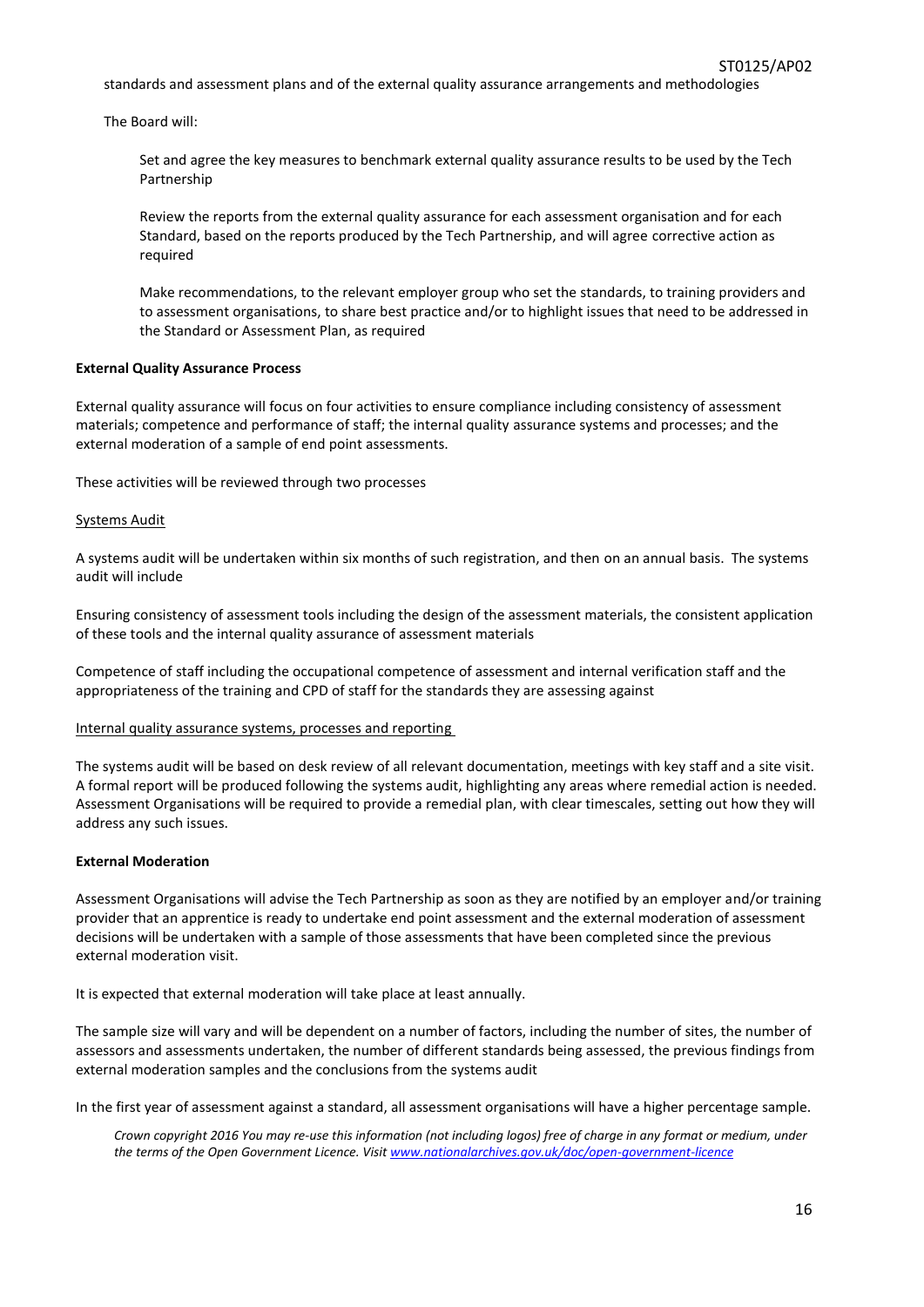standards and assessment plans and of the external quality assurance arrangements and methodologies

The Board will:

Set and agree the key measures to benchmark external quality assurance results to be used by the Tech Partnership

Review the reports from the external quality assurance for each assessment organisation and for each Standard, based on the reports produced by the Tech Partnership, and will agree corrective action as required

Make recommendations, to the relevant employer group who set the standards, to training providers and to assessment organisations, to share best practice and/or to highlight issues that need to be addressed in the Standard or Assessment Plan, as required

**External Quality Assurance Process**

External quality assurance will focus on four activities to ensure compliance including consistency of assessment materials; competence and performance of staff; the internal quality assurance systems and processes; and the external moderation of a sample of end point assessments.

These activities will be reviewed through two processes

<u>Systems Audit</u>

A systems audit will be undertaken within six months of such registration, and then on an annual basis. The systems audit will include

Ensuring consistency of assessment tools including the design of the assessment materials, the consistent application of these tools and the internal quality assurance of assessment materials

Competence of staff including the occupational competence of assessment and internal verification staff and the appropriateness of the training and CPD of staff for the standards they are assessing against

<u>Internal quality assurance systems, processes and reporting</u>

The systems audit will be based on desk review of all relevant documentation, meetings with key staff and a site visit. A formal report will be produced following the systems audit, highlighting any areas where remedial action is needed. Assessment Organisations will be required to provide a remedial plan, with clear timescales, setting out how they will address any such issues.

**External Moderation**

Assessment Organisations will advise the Tech Partnership as soon as they are notified by an employer and/or training provider that an apprentice is ready to undertake end point assessment and the external moderation of assessment decisions will be undertaken with a sample of those assessments that have been completed since the previous external moderation visit.

It is expected that external moderation will take place at least annually.

The sample size will vary and will be dependent on a number of factors, including the number of sites, the number of assessors and assessments undertaken, the number of different standards being assessed, the previous findings from external moderation samples and the conclusions from the systems audit

In the first year of assessment against a standard, all assessment organisations will have a higher percentage sample.

*Crown copyright 2016 You may re-use this information (not including logos) free of charge in any format or medium, under the terms of the Open Government Licence. Visit www.nationalarchives.gov.uk/doc/open-government-licence*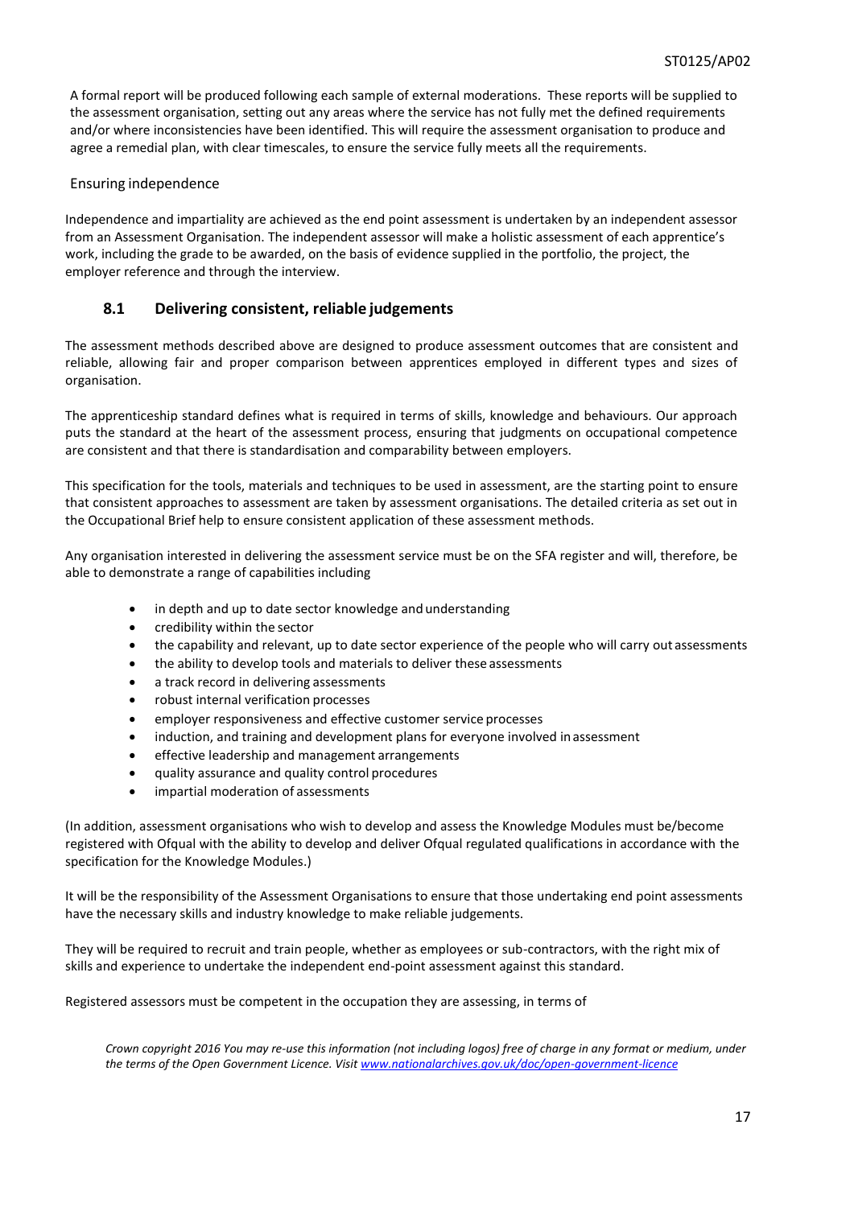A formal report will be produced following each sample of external moderations. These reports will be supplied to the assessment organisation, setting out any areas where the service has not fully met the defined requirements and/or where inconsistencies have been identified. This will require the assessment organisation to produce and agree a remedial plan, with clear timescales, to ensure the service fully meets all the requirements.

Ensuring independence

Independence and impartiality are achieved as the end point assessment is undertaken by an independent assessor from an Assessment Organisation. The independent assessor will make a holistic assessment of each apprentice's work, including the grade to be awarded, on the basis of evidence supplied in the portfolio, the project, the employer reference and through the interview.

## 8.1 Delivering consistent, reliable judgements

The assessment methods described above are designed to produce assessment outcomes that are consistent and reliable, allowing fair and proper comparison between apprentices employed in different types and sizes of organisation.

The apprenticeship standard defines what is required in terms of skills, knowledge and behaviours. Our approach puts the standard at the heart of the assessment process, ensuring that judgments on occupational competence are consistent and that there is standardisation and comparability between employers.

This specification for the tools, materials and techniques to be used in assessment, are the starting point to ensure that consistent approaches to assessment are taken by assessment organisations. The detailed criteria as set out in the Occupational Brief help to ensure consistent application of these assessment methods.

Any organisation interested in delivering the assessment service must be on the SFA register and will, therefore, be able to demonstrate a range of capabilities including

- in depth and up to date sector knowledge and understanding
- credibility within the sector
- the capability and relevant, up to date sector experience of the people who will carry out assessments
- the ability to develop tools and materials to deliver these assessments
- a track record in delivering assessments
- robust internal verification processes
- employer responsiveness and effective customer service processes
- induction, and training and development plans for everyone involved in assessment
- effective leadership and management arrangements
- quality assurance and quality control procedures
- impartial moderation of assessments

(In addition, assessment organisations who wish to develop and assess the Knowledge Modules must be/become registered with Ofqual with the ability to develop and deliver Ofqual regulated qualifications in accordance with the specification for the Knowledge Modules.)

It will be the responsibility of the Assessment Organisations to ensure that those undertaking end point assessments have the necessary skills and industry knowledge to make reliable judgements.

They will be required to recruit and train people, whether as employees or sub-contractors, with the right mix of skills and experience to undertake the independent end-point assessment against this standard.

Registered assessors must be competent in the occupation they are assessing, in terms of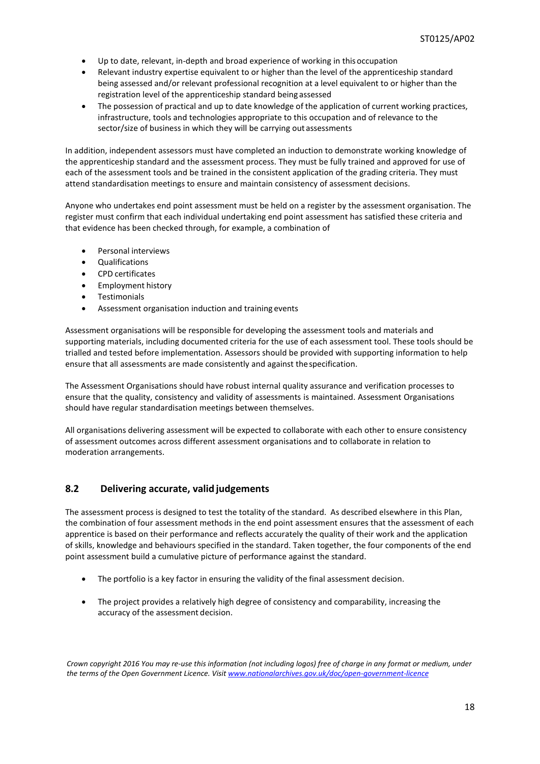- Up to date, relevant, in-depth and broad experience of working in this occupation
- Relevant industry expertise equivalent to or higher than the level of the apprenticeship standard being assessed and/or relevant professional recognition at a level equivalent to or higher than the registration level of the apprenticeship standard being assessed
- The possession of practical and up to date knowledge of the application of current working practices, infrastructure, tools and technologies appropriate to this occupation and of relevance to the sector/size of business in which they will be carrying out assessments

In addition, independent assessors must have completed an induction to demonstrate working knowledge of the apprenticeship standard and the assessment process. They must be fully trained and approved for use of each of the assessment tools and be trained in the consistent application of the grading criteria. They must attend standardisation meetings to ensure and maintain consistency of assessment decisions.

Anyone who undertakes end point assessment must be held on a register by the assessment organisation. The register must confirm that each individual undertaking end point assessment has satisfied these criteria and that evidence has been checked through, for example, a combination of

- Personal interviews
- Qualifications
- CPD certificates
- Employment history
- Testimonials
- Assessment organisation induction and training events

Assessment organisations will be responsible for developing the assessment tools and materials and supporting materials, including documented criteria for the use of each assessment tool. These tools should be trialled and tested before implementation. Assessors should be provided with supporting information to help ensure that all assessments are made consistently and against the specification.

The Assessment Organisations should have robust internal quality assurance and verification processes to ensure that the quality, consistency and validity of assessments is maintained. Assessment Organisations should have regular standardisation meetings between themselves.

All organisations delivering assessment will be expected to collaborate with each other to ensure consistency of assessment outcomes across different assessment organisations and to collaborate in relation to moderation arrangements.

## 8.2 Delivering accurate, valid judgements

The assessment process is designed to test the totality of the standard. As described elsewhere in this Plan, the combination of four assessment methods in the end point assessment ensures that the assessment of each apprentice is based on their performance and reflects accurately the quality of their work and the application of skills, knowledge and behaviours specified in the standard. Taken together, the four components of the end point assessment build a cumulative picture of performance against the standard.

- The portfolio is a key factor in ensuring the validity of the final assessment decision.
- The project provides a relatively high degree of consistency and comparability, increasing the accuracy of the assessment decision.

*Crown copyright 2016 You may re-use this information (not including logos) free of charge in any format or medium, under the terms of the Open Government Licence. Visit [www.nationalarchives.gov.uk/doc/open-government-licence](www.nationalarchives.gov.uk/doc/open-government-licence)*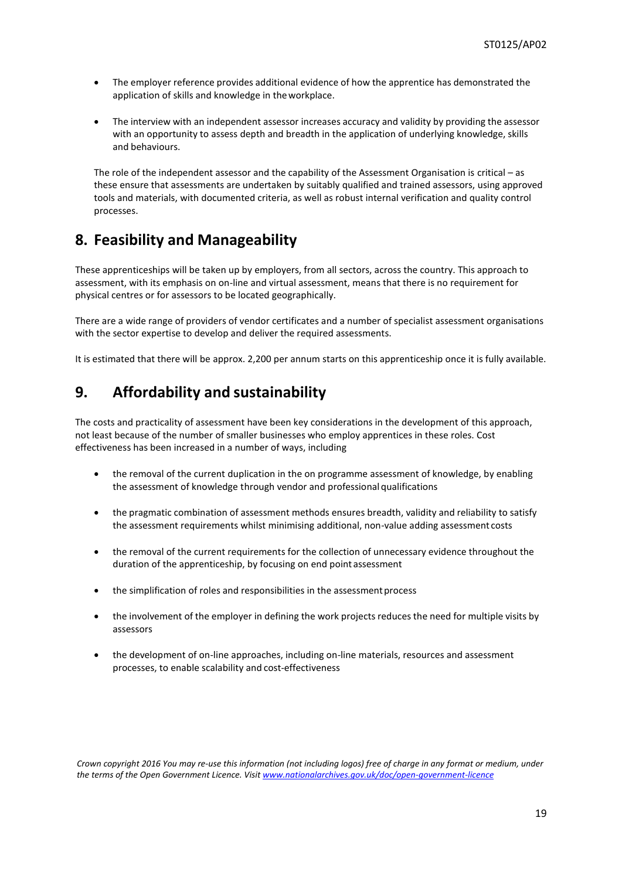- The employer reference provides additional evidence of how the apprentice has demonstrated the application of skills and knowledge in the workplace.

- The interview with an independent assessor increases accuracy and validity by providing the assessor with an opportunity to assess depth and breadth in the application of underlying knowledge, skills and behaviours.

The role of the independent assessor and the capability of the Assessment Organisation is critical – as these ensure that assessments are undertaken by suitably qualified and trained assessors, using approved tools and materials, with documented criteria, as well as robust internal verification and quality control processes.

## 8. Feasibility and Manageability

These apprenticeships will be taken up by employers, from all sectors, across the country. This approach to assessment, with its emphasis on on-line and virtual assessment, means that there is no requirement for physical centres or for assessors to be located geographically.

There are a wide range of providers of vendor certificates and a number of specialist assessment organisations with the sector expertise to develop and deliver the required assessments.

It is estimated that there will be approx. 2,200 per annum starts on this apprenticeship once it is fully available.

## 9. Affordability and sustainability

The costs and practicality of assessment have been key considerations in the development of this approach, not least because of the number of smaller businesses who employ apprentices in these roles. Cost effectiveness has been increased in a number of ways, including

- the removal of the current duplication in the on programme assessment of knowledge, by enabling the assessment of knowledge through vendor and professional qualifications

- the pragmatic combination of assessment methods ensures breadth, validity and reliability to satisfy the assessment requirements whilst minimising additional, non-value adding assessment costs

- the removal of the current requirements for the collection of unnecessary evidence throughout the duration of the apprenticeship, by focusing on end point assessment

- the simplification of roles and responsibilities in the assessment process

- the involvement of the employer in defining the work projects reduces the need for multiple visits by assessors

- the development of on-line approaches, including on-line materials, resources and assessment processes, to enable scalability and cost-effectiveness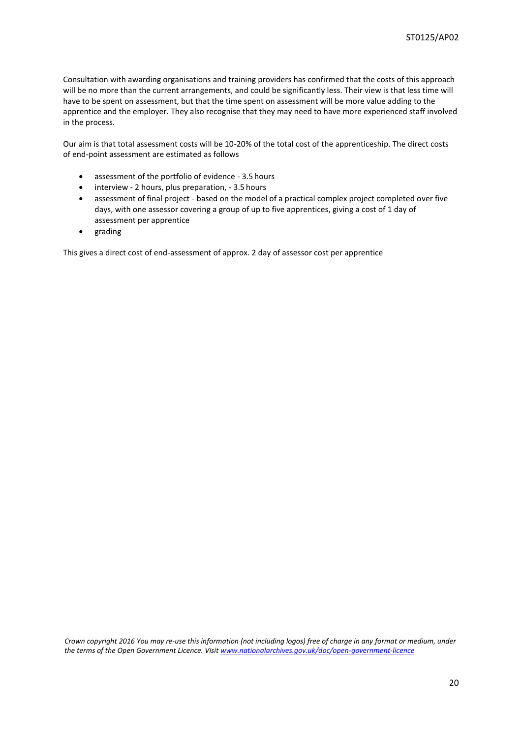Consultation with awarding organisations and training providers has confirmed that the costs of this approach will be no more than the current arrangements, and could be significantly less. Their view is that less time will have to be spent on assessment, but that the time spent on assessment will be more value adding to the apprentice and the employer. They also recognise that they may need to have more experienced staff involved in the process.

Our aim is that total assessment costs will be 10-20% of the total cost of the apprenticeship. The direct costs of end-point assessment are estimated as follows

- assessment of the portfolio of evidence - 3.5 hours
- interview - 2 hours, plus preparation, - 3.5 hours
- assessment of final project - based on the model of a practical complex project completed over five days, with one assessor covering a group of up to five apprentices, giving a cost of 1 day of assessment per apprentice
- grading

This gives a direct cost of end-assessment of approx. 2 day of assessor cost per apprentice

*Crown copyright 2016 You may re-use this information (not including logos) free of charge in any format or medium, under the terms of the Open Government Licence. Visit [www.nationalarchives.gov.uk/doc/open-government-licence](http://www.nationalarchives.gov.uk/doc/open-government-licence)*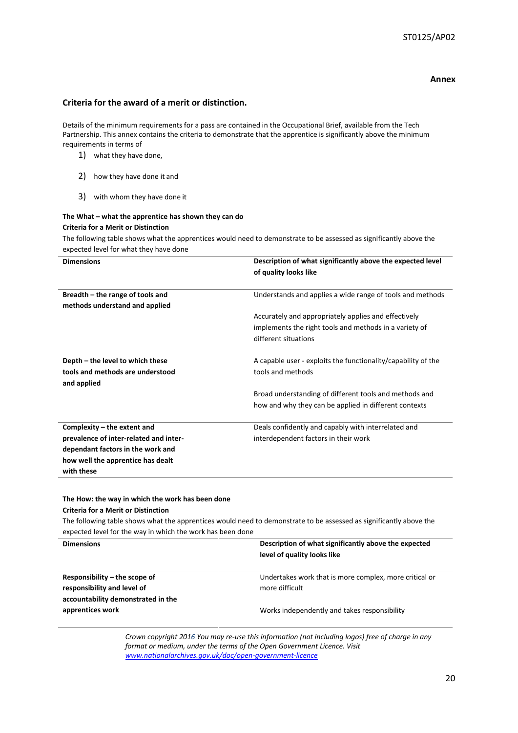**Annex**

## Criteria for the award of a merit or distinction.

Details of the minimum requirements for a pass are contained in the Occupational Brief, available from the Tech Partnership. This annex contains the criteria to demonstrate that the apprentice is significantly above the minimum requirements in terms of

1) what they have done,
2) how they have done it and
3) with whom they have done it

**The What – what the apprentice has shown they can do**

**Criteria for a Merit or Distinction**

The following table shows what the apprentices would need to demonstrate to be assessed as significantly above the expected level for what they have done

| Dimensions | Description of what significantly above the expected level of quality looks like |
|---|---|
| **Breadth – the range of tools and methods understand and applied** | Understands and applies a wide range of tools and methods<br><br>Accurately and appropriately applies and effectively implements the right tools and methods in a variety of different situations |
| **Depth – the level to which these tools and methods are understood and applied** | A capable user - exploits the functionality/capability of the tools and methods<br><br>Broad understanding of different tools and methods and how and why they can be applied in different contexts |
| **Complexity – the extent and prevalence of inter-related and inter-dependant factors in the work and how well the apprentice has dealt with these** | Deals confidently and capably with interrelated and interdependent factors in their work |

**The How: the way in which the work has been done**

**Criteria for a Merit or Distinction**

The following table shows what the apprentices would need to demonstrate to be assessed as significantly above the expected level for the way in which the work has been done

| Dimensions | Description of what significantly above the expected level of quality looks like |
|---|---|
| **Responsibility – the scope of responsibility and level of accountability demonstrated in the apprentices work** | Undertakes work that is more complex, more critical or more difficult<br><br>Works independently and takes responsibility |

*Crown copyright 2016 You may re-use this information (not including logos) free of charge in any format or medium, under the terms of the Open Government Licence. Visit [www.nationalarchives.gov.uk/doc/open-government-licence](http://www.nationalarchives.gov.uk/doc/open-government-licence)*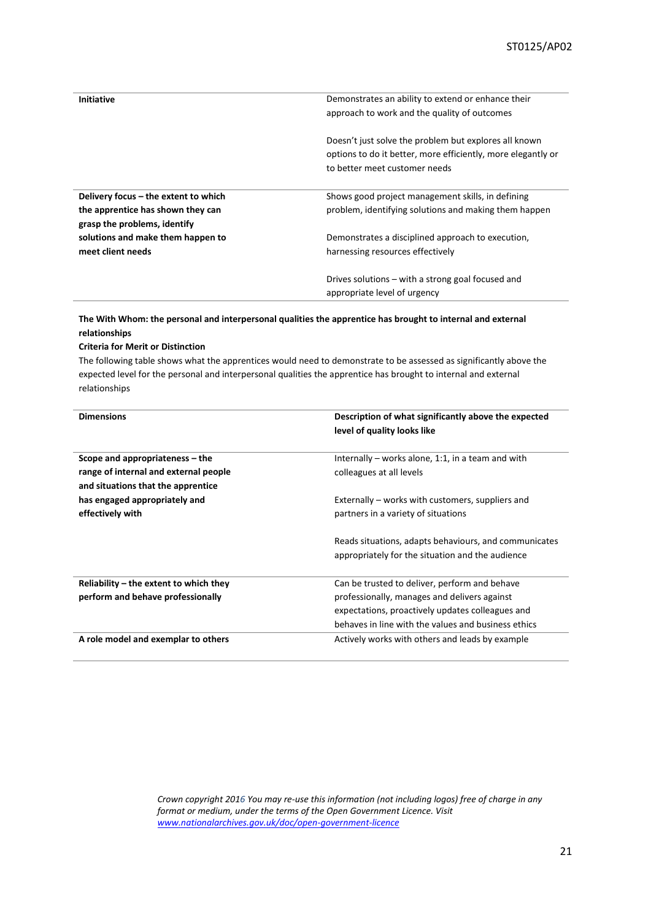| | |
|---|---|
| **Initiative** | Demonstrates an ability to extend or enhance their approach to work and the quality of outcomes<br><br>Doesn't just solve the problem but explores all known options to do it better, more efficiently, more elegantly or to better meet customer needs |
| **Delivery focus – the extent to which the apprentice has shown they can grasp the problems, identify solutions and make them happen to meet client needs** | Shows good project management skills, in defining problem, identifying solutions and making them happen<br><br>Demonstrates a disciplined approach to execution, harnessing resources effectively<br><br>Drives solutions – with a strong goal focused and appropriate level of urgency |

**The With Whom: the personal and interpersonal qualities the apprentice has brought to internal and external relationships**

**Criteria for Merit or Distinction**

The following table shows what the apprentices would need to demonstrate to be assessed as significantly above the expected level for the personal and interpersonal qualities the apprentice has brought to internal and external relationships

| Dimensions | Description of what significantly above the expected level of quality looks like |
|---|---|
| **Scope and appropriateness – the range of internal and external people and situations that the apprentice has engaged appropriately and effectively with** | Internally – works alone, 1:1, in a team and with colleagues at all levels<br><br>Externally – works with customers, suppliers and partners in a variety of situations<br><br>Reads situations, adapts behaviours, and communicates appropriately for the situation and the audience |
| **Reliability – the extent to which they perform and behave professionally** | Can be trusted to deliver, perform and behave professionally, manages and delivers against expectations, proactively updates colleagues and behaves in line with the values and business ethics |
| **A role model and exemplar to others** | Actively works with others and leads by example |

*Crown copyright 2016 You may re-use this information (not including logos) free of charge in any format or medium, under the terms of the Open Government Licence. Visit [www.nationalarchives.gov.uk/doc/open-government-licence](www.nationalarchives.gov.uk/doc/open-government-licence)*